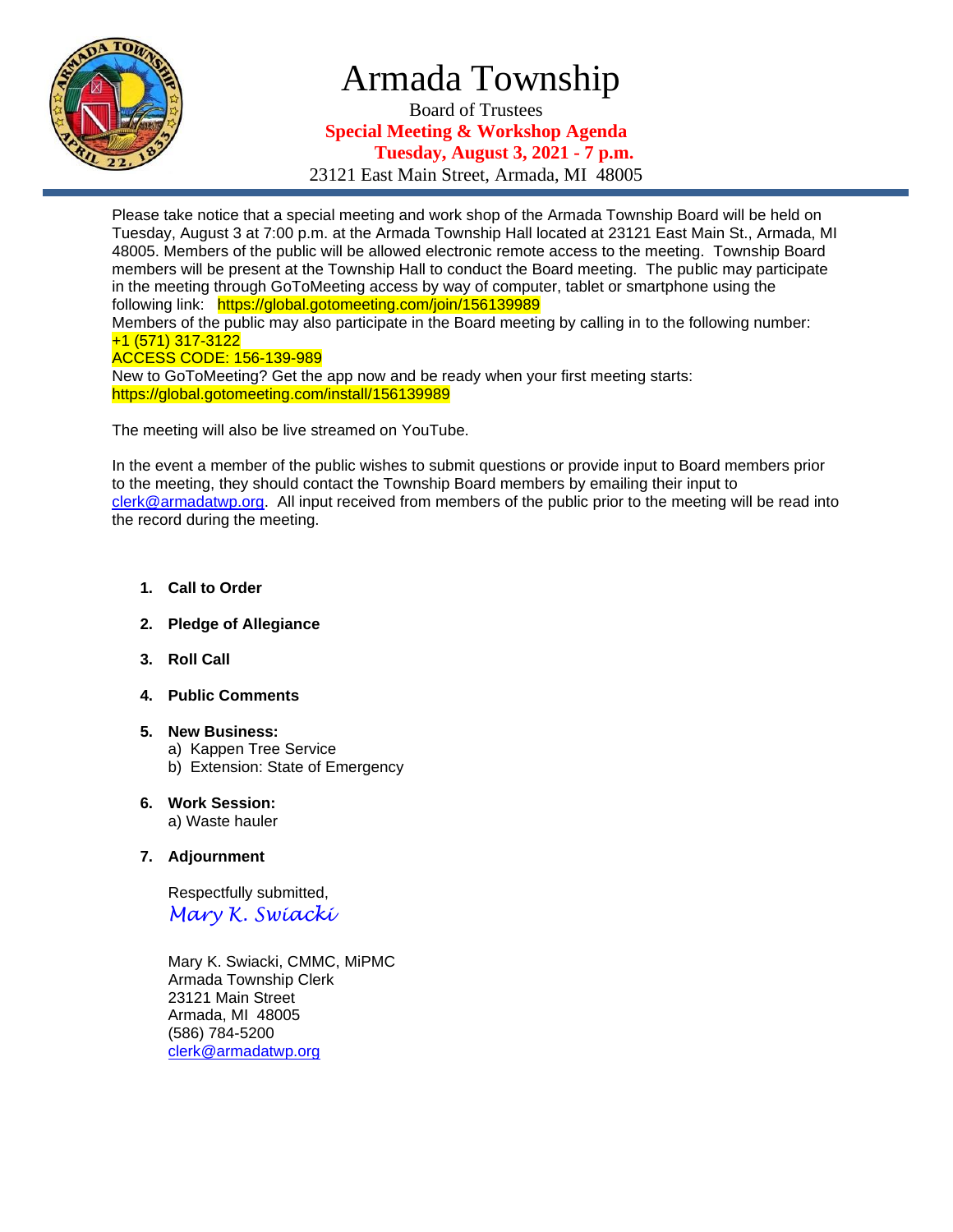# Armada Township

Board of Trustees

**Special Meeting & Workshop Agenda**

**Tuesday, August 3, 2021 - 7 p.m.**

23121 East Main Street, Armada, MI 48005

Please take notice that a special meeting and work shop of the Armada Township Board will be held on Tuesday, August 3 at 7:00 p.m. at the Armada Township Hall located at 23121 East Main St., Armada, MI 48005. Members of the public will be allowed electronic remote access to the meeting. Township Board members will be present at the Township Hall to conduct the Board meeting. The public may participate in the meeting through GoToMeeting access by way of computer, tablet or smartphone using the following link: https://global.gotomeeting.com/join/156139989

Members of the public may also participate in the Board meeting by calling in to the following number:
+1 (571) 317-3122
ACCESS CODE: 156-139-989

New to GoToMeeting? Get the app now and be ready when your first meeting starts:
https://global.gotomeeting.com/install/156139989

The meeting will also be live streamed on YouTube.

In the event a member of the public wishes to submit questions or provide input to Board members prior to the meeting, they should contact the Township Board members by emailing their input to clerk@armadatwp.org. All input received from members of the public prior to the meeting will be read into the record during the meeting.

1. **Call to Order**
2. **Pledge of Allegiance**
3. **Roll Call**
4. **Public Comments**
5. **New Business:**
   a) Kappen Tree Service
   b) Extension: State of Emergency
6. **Work Session:**
   a) Waste hauler
7. **Adjournment**

Respectfully submitted,
*Mary K. Swiacki*

Mary K. Swiacki, CMMC, MiPMC
Armada Township Clerk
23121 Main Street
Armada, MI 48005
(586) 784-5200
clerk@armadatwp.org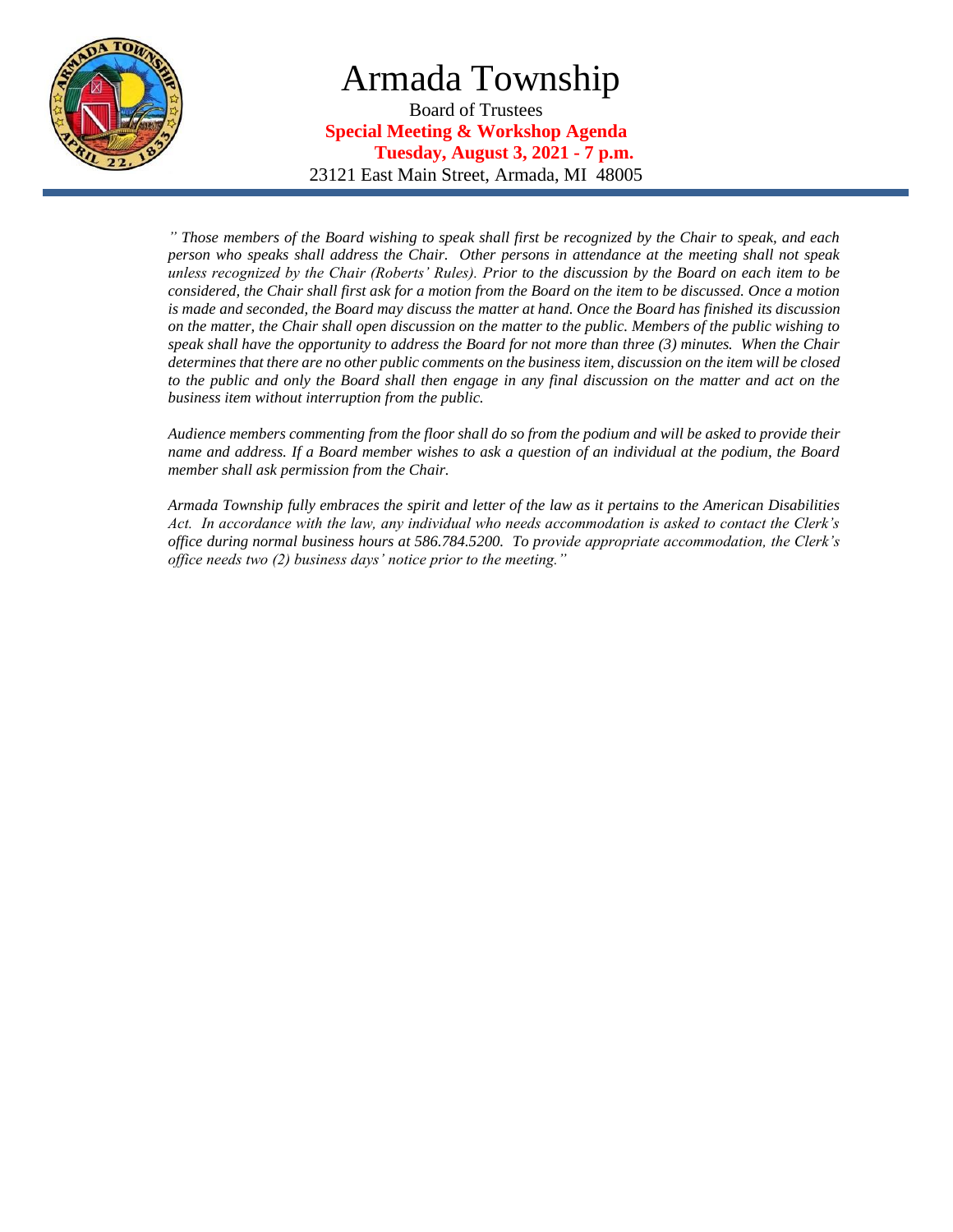# Armada Township

Board of Trustees

**Special Meeting & Workshop Agenda**

**Tuesday, August 3, 2021 - 7 p.m.**

23121 East Main Street, Armada, MI 48005

*" Those members of the Board wishing to speak shall first be recognized by the Chair to speak, and each person who speaks shall address the Chair. Other persons in attendance at the meeting shall not speak unless recognized by the Chair (Roberts' Rules). Prior to the discussion by the Board on each item to be considered, the Chair shall first ask for a motion from the Board on the item to be discussed. Once a motion is made and seconded, the Board may discuss the matter at hand. Once the Board has finished its discussion on the matter, the Chair shall open discussion on the matter to the public. Members of the public wishing to speak shall have the opportunity to address the Board for not more than three (3) minutes. When the Chair determines that there are no other public comments on the business item, discussion on the item will be closed to the public and only the Board shall then engage in any final discussion on the matter and act on the business item without interruption from the public.*

*Audience members commenting from the floor shall do so from the podium and will be asked to provide their name and address. If a Board member wishes to ask a question of an individual at the podium, the Board member shall ask permission from the Chair.*

*Armada Township fully embraces the spirit and letter of the law as it pertains to the American Disabilities Act. In accordance with the law, any individual who needs accommodation is asked to contact the Clerk's office during normal business hours at 586.784.5200. To provide appropriate accommodation, the Clerk's office needs two (2) business days' notice prior to the meeting."*